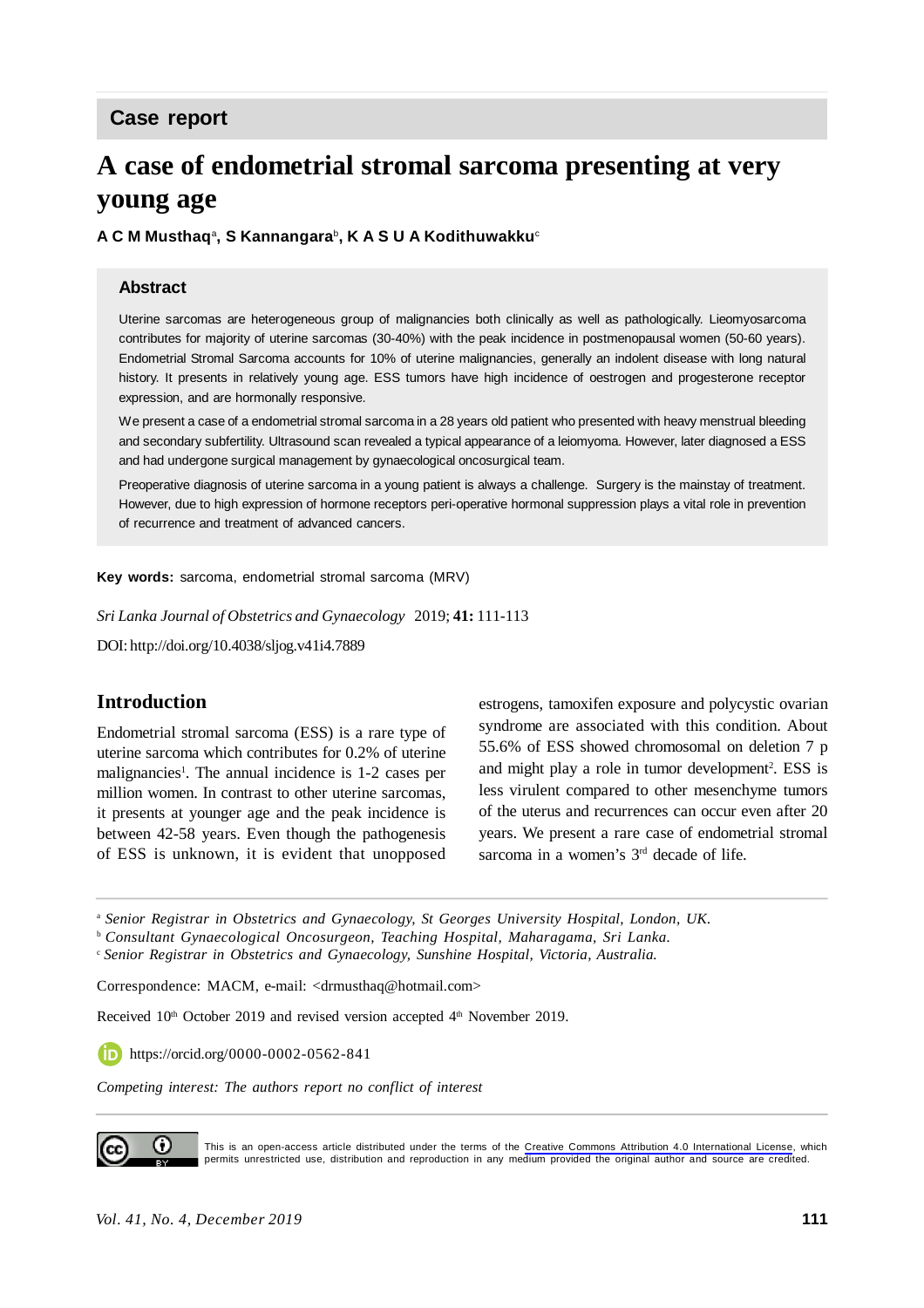## Case report

# A case of endometrial stromal sarcoma presenting at very young age

**A C M Musthaq**[a], **S Kannangara**[b], **K A S U A Kodithuwakku**[c]

### Abstract

Uterine sarcomas are heterogeneous group of malignancies both clinically as well as pathologically. Lieomyosarcoma contributes for majority of uterine sarcomas (30-40%) with the peak incidence in postmenopausal women (50-60 years). Endometrial Stromal Sarcoma accounts for 10% of uterine malignancies, generally an indolent disease with long natural history. It presents in relatively young age. ESS tumors have high incidence of oestrogen and progesterone receptor expression, and are hormonally responsive.

We present a case of a endometrial stromal sarcoma in a 28 years old patient who presented with heavy menstrual bleeding and secondary subfertility. Ultrasound scan revealed a typical appearance of a leiomyoma. However, later diagnosed a ESS and had undergone surgical management by gynaecological oncosurgical team.

Preoperative diagnosis of uterine sarcoma in a young patient is always a challenge. Surgery is the mainstay of treatment. However, due to high expression of hormone receptors peri-operative hormonal suppression plays a vital role in prevention of recurrence and treatment of advanced cancers.

**Key words:** sarcoma, endometrial stromal sarcoma (MRV)

*Sri Lanka Journal of Obstetrics and Gynaecology* 2019; **41:** 111-113

DOI: http://doi.org/10.4038/sljog.v41i4.7889

## Introduction

Endometrial stromal sarcoma (ESS) is a rare type of uterine sarcoma which contributes for 0.2% of uterine malignancies[1]. The annual incidence is 1-2 cases per million women. In contrast to other uterine sarcomas, it presents at younger age and the peak incidence is between 42-58 years. Even though the pathogenesis of ESS is unknown, it is evident that unopposed estrogens, tamoxifen exposure and polycystic ovarian syndrome are associated with this condition. About 55.6% of ESS showed chromosomal on deletion 7 p and might play a role in tumor development[2]. ESS is less virulent compared to other mesenchyme tumors of the uterus and recurrences can occur even after 20 years. We present a rare case of endometrial stromal sarcoma in a women's 3[rd] decade of life.

---

[a] *Senior Registrar in Obstetrics and Gynaecology, St Georges University Hospital, London, UK.*

[b] *Consultant Gynaecological Oncosurgeon, Teaching Hospital, Maharagama, Sri Lanka.*

[c] *Senior Registrar in Obstetrics and Gynaecology, Sunshine Hospital, Victoria, Australia.*

Correspondence: MACM, e-mail: <drmusthaq@hotmail.com>

Received 10[th] October 2019 and revised version accepted 4[th] November 2019.

https://orcid.org/0000-0002-0562-841

*Competing interest: The authors report no conflict of interest*

This is an open-access article distributed under the terms of the Creative Commons Attribution 4.0 International License, which permits unrestricted use, distribution and reproduction in any medium provided the original author and source are credited.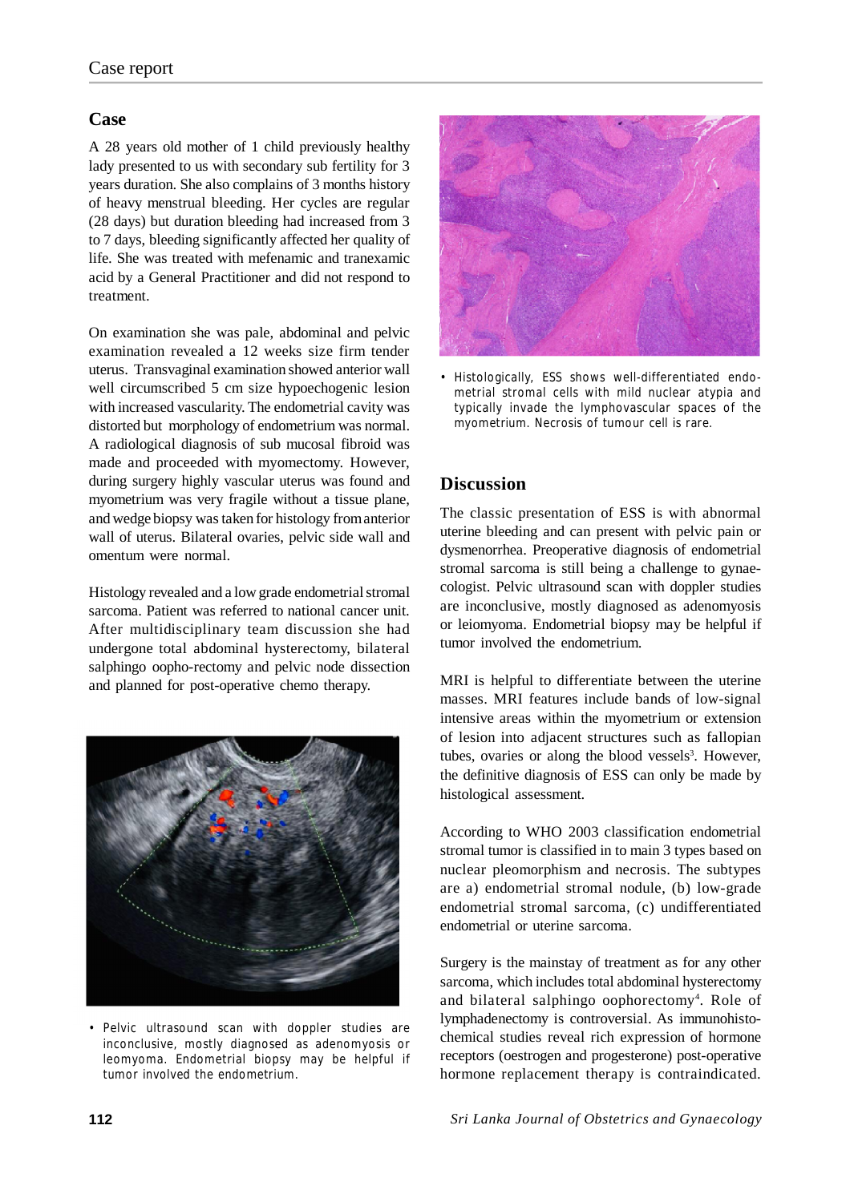## Case

A 28 years old mother of 1 child previously healthy lady presented to us with secondary sub fertility for 3 years duration. She also complains of 3 months history of heavy menstrual bleeding. Her cycles are regular (28 days) but duration bleeding had increased from 3 to 7 days, bleeding significantly affected her quality of life. She was treated with mefenamic and tranexamic acid by a General Practitioner and did not respond to treatment.

On examination she was pale, abdominal and pelvic examination revealed a 12 weeks size firm tender uterus. Transvaginal examination showed anterior wall well circumscribed 5 cm size hypoechogenic lesion with increased vascularity. The endometrial cavity was distorted but morphology of endometrium was normal. A radiological diagnosis of sub mucosal fibroid was made and proceeded with myomectomy. However, during surgery highly vascular uterus was found and myometrium was very fragile without a tissue plane, and wedge biopsy was taken for histology from anterior wall of uterus. Bilateral ovaries, pelvic side wall and omentum were normal.

Histology revealed and a low grade endometrial stromal sarcoma. Patient was referred to national cancer unit. After multidisciplinary team discussion she had undergone total abdominal hysterectomy, bilateral salphingo oopho-rectomy and pelvic node dissection and planned for post-operative chemo therapy.

- Pelvic ultrasound scan with doppler studies are inconclusive, mostly diagnosed as adenomyosis or leomyoma. Endometrial biopsy may be helpful if tumor involved the endometrium.

- Histologically, ESS shows well-differentiated endometrial stromal cells with mild nuclear atypia and typically invade the lymphovascular spaces of the myometrium. Necrosis of tumour cell is rare.

## Discussion

The classic presentation of ESS is with abnormal uterine bleeding and can present with pelvic pain or dysmenorrhea. Preoperative diagnosis of endometrial stromal sarcoma is still being a challenge to gynaecologist. Pelvic ultrasound scan with doppler studies are inconclusive, mostly diagnosed as adenomyosis or leiomyoma. Endometrial biopsy may be helpful if tumor involved the endometrium.

MRI is helpful to differentiate between the uterine masses. MRI features include bands of low-signal intensive areas within the myometrium or extension of lesion into adjacent structures such as fallopian tubes, ovaries or along the blood vessels[3]. However, the definitive diagnosis of ESS can only be made by histological assessment.

According to WHO 2003 classification endometrial stromal tumor is classified in to main 3 types based on nuclear pleomorphism and necrosis. The subtypes are a) endometrial stromal nodule, (b) low-grade endometrial stromal sarcoma, (c) undifferentiated endometrial or uterine sarcoma.

Surgery is the mainstay of treatment as for any other sarcoma, which includes total abdominal hysterectomy and bilateral salphingo oophorectomy[4]. Role of lymphadenectomy is controversial. As immunohistochemical studies reveal rich expression of hormone receptors (oestrogen and progesterone) post-operative hormone replacement therapy is contraindicated.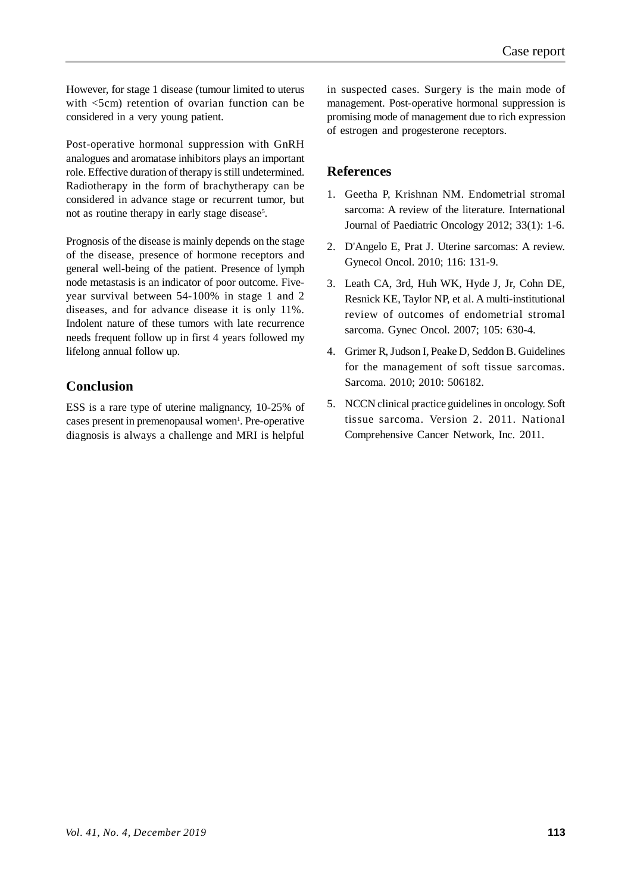However, for stage 1 disease (tumour limited to uterus with <5cm) retention of ovarian function can be considered in a very young patient.

Post-operative hormonal suppression with GnRH analogues and aromatase inhibitors plays an important role. Effective duration of therapy is still undetermined. Radiotherapy in the form of brachytherapy can be considered in advance stage or recurrent tumor, but not as routine therapy in early stage disease[5].

Prognosis of the disease is mainly depends on the stage of the disease, presence of hormone receptors and general well-being of the patient. Presence of lymph node metastasis is an indicator of poor outcome. Five-year survival between 54-100% in stage 1 and 2 diseases, and for advance disease it is only 11%. Indolent nature of these tumors with late recurrence needs frequent follow up in first 4 years followed my lifelong annual follow up.

## Conclusion

ESS is a rare type of uterine malignancy, 10-25% of cases present in premenopausal women[1]. Pre-operative diagnosis is always a challenge and MRI is helpful in suspected cases. Surgery is the main mode of management. Post-operative hormonal suppression is promising mode of management due to rich expression of estrogen and progesterone receptors.

## References

1. Geetha P, Krishnan NM. Endometrial stromal sarcoma: A review of the literature. International Journal of Paediatric Oncology 2012; 33(1): 1-6.
2. D'Angelo E, Prat J. Uterine sarcomas: A review. Gynecol Oncol. 2010; 116: 131-9.
3. Leath CA, 3rd, Huh WK, Hyde J, Jr, Cohn DE, Resnick KE, Taylor NP, et al. A multi-institutional review of outcomes of endometrial stromal sarcoma. Gynec Oncol. 2007; 105: 630-4.
4. Grimer R, Judson I, Peake D, Seddon B. Guidelines for the management of soft tissue sarcomas. Sarcoma. 2010; 2010: 506182.
5. NCCN clinical practice guidelines in oncology. Soft tissue sarcoma. Version 2. 2011. National Comprehensive Cancer Network, Inc. 2011.